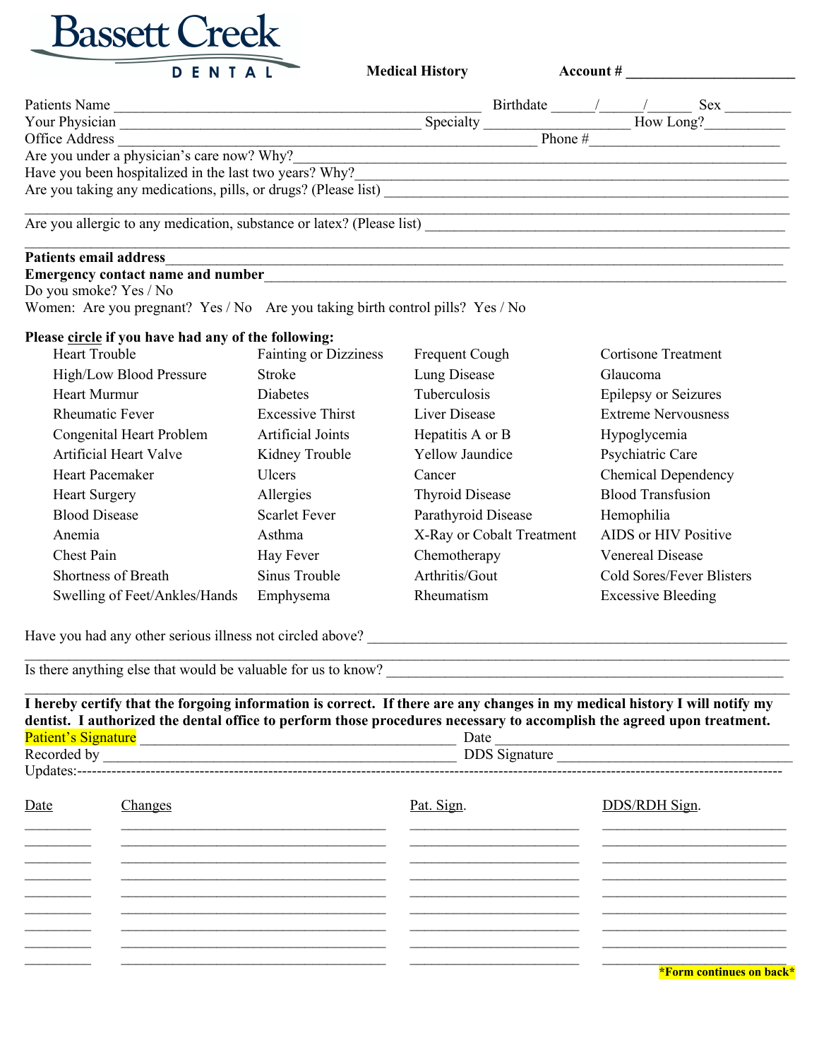# Bassett Creek DENTAL

**Medical History** **Account #** ________________________

Patients Name ________________________________________________ Birthdate _____/_____/_____ Sex _________

Your Physician ________________________________________ Specialty ___________________ How Long?__________

Office Address ____________________________________________________________ Phone #________________________

Are you under a physician's care now? Why?____________________________________________________________

Have you been hospitalized in the last two years? Why?_______________________________________________________

Are you taking any medications, pills, or drugs? (Please list) _____________________________________________________

_____________________________________________________________________________________________

Are you allergic to any medication, substance or latex? (Please list) ____________________________________________

_____________________________________________________________________________________________

**Patients email address**____________________________________________________________________________

**Emergency contact name and number**_______________________________________________________________

Do you smoke? Yes / No

Women: Are you pregnant? Yes / No Are you taking birth control pills? Yes / No

**Please circle if you have had any of the following:**

| | | | |
|---|---|---|---|
| Heart Trouble | Fainting or Dizziness | Frequent Cough | Cortisone Treatment |
| High/Low Blood Pressure | Stroke | Lung Disease | Glaucoma |
| Heart Murmur | Diabetes | Tuberculosis | Epilepsy or Seizures |
| Rheumatic Fever | Excessive Thirst | Liver Disease | Extreme Nervousness |
| Congenital Heart Problem | Artificial Joints | Hepatitis A or B | Hypoglycemia |
| Artificial Heart Valve | Kidney Trouble | Yellow Jaundice | Psychiatric Care |
| Heart Pacemaker | Ulcers | Cancer | Chemical Dependency |
| Heart Surgery | Allergies | Thyroid Disease | Blood Transfusion |
| Blood Disease | Scarlet Fever | Parathyroid Disease | Hemophilia |
| Anemia | Asthma | X-Ray or Cobalt Treatment | AIDS or HIV Positive |
| Chest Pain | Hay Fever | Chemotherapy | Venereal Disease |
| Shortness of Breath | Sinus Trouble | Arthritis/Gout | Cold Sores/Fever Blisters |
| Swelling of Feet/Ankles/Hands | Emphysema | Rheumatism | Excessive Bleeding |

Have you had any other serious illness not circled above? ____________________________________________________

_____________________________________________________________________________________________

Is there anything else that would be valuable for us to know? _________________________________________________

_____________________________________________________________________________________________

**I hereby certify that the forgoing information is correct. If there are any changes in my medical history I will notify my dentist. I authorized the dental office to perform those procedures necessary to accomplish the agreed upon treatment.**

Patient's Signature ________________________________________ Date ______________________________________

Recorded by _____________________________________________ DDS Signature ________________________________

Updates:---------------------------------------------------------------------------------------------------------------------------

| Date | Changes | Pat. Sign. | DDS/RDH Sign. |
|---|---|---|---|
| | | | |
| | | | |
| | | | |
| | | | |
| | | | |
| | | | |
| | | | |
| | | | |
| | | | |

***Form continues on back***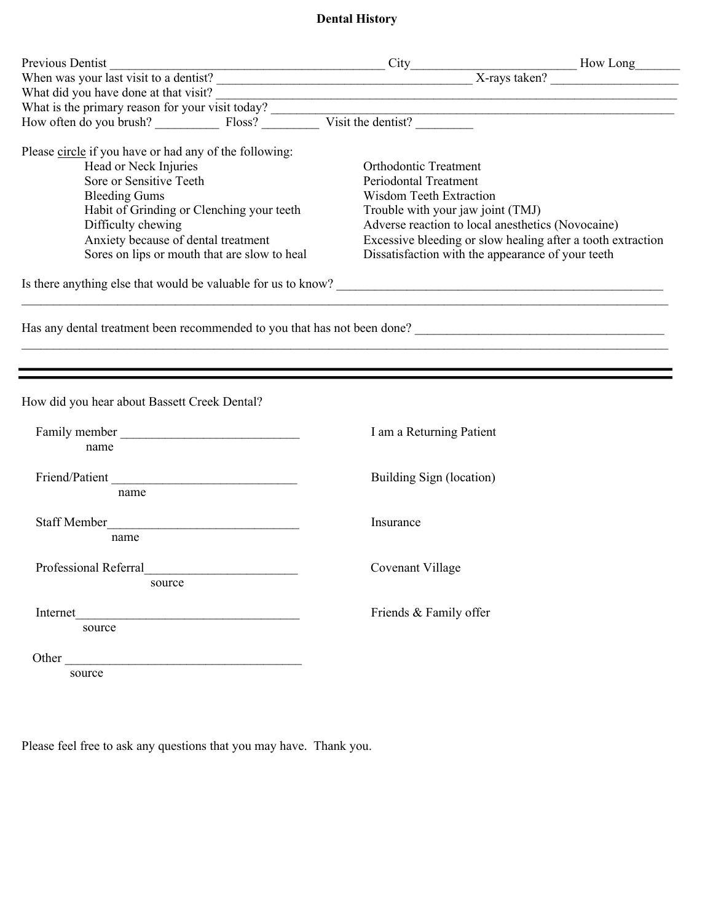# Dental History

Previous Dentist ___________________________________________ City_________________________ How Long_______

When was your last visit to a dentist? _______________________________________ X-rays taken? ___________________

What did you have done at that visit? ______________________________________________________________________

What is the primary reason for your visit today? _______________________________________________________________

How often do you brush? __________ Floss? _________ Visit the dentist? _________

Please circle if you have or had any of the following:

- Head or Neck Injuries
- Sore or Sensitive Teeth
- Bleeding Gums
- Habit of Grinding or Clenching your teeth
- Difficulty chewing
- Anxiety because of dental treatment
- Sores on lips or mouth that are slow to heal
- Orthodontic Treatment
- Periodontal Treatment
- Wisdom Teeth Extraction
- Trouble with your jaw joint (TMJ)
- Adverse reaction to local anesthetics (Novocaine)
- Excessive bleeding or slow healing after a tooth extraction
- Dissatisfaction with the appearance of your teeth

Is there anything else that would be valuable for us to know? ___________________________________________________

______________________________________________________________________________________________________

Has any dental treatment been recommended to you that has not been done? _______________________________________

______________________________________________________________________________________________________

---

How did you hear about Bassett Creek Dental?

Family member ____________________________
name

Friend/Patient _____________________________
name

Staff Member_____________________________
name

Professional Referral________________________
source

Internet___________________________________
source

Other ____________________________________
source

I am a Returning Patient

Building Sign (location)

Insurance

Covenant Village

Friends & Family offer

Please feel free to ask any questions that you may have. Thank you.